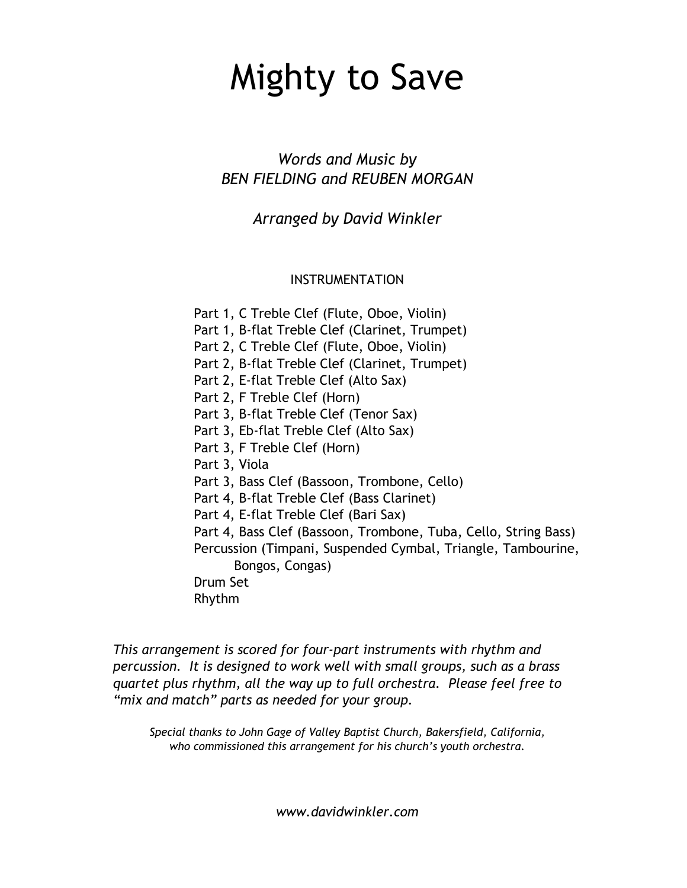# Mighty to Save

*Words and Music by*
*BEN FIELDING and REUBEN MORGAN*

*Arranged by David Winkler*

## INSTRUMENTATION

- Part 1, C Treble Clef (Flute, Oboe, Violin)
- Part 1, B-flat Treble Clef (Clarinet, Trumpet)
- Part 2, C Treble Clef (Flute, Oboe, Violin)
- Part 2, B-flat Treble Clef (Clarinet, Trumpet)
- Part 2, E-flat Treble Clef (Alto Sax)
- Part 2, F Treble Clef (Horn)
- Part 3, B-flat Treble Clef (Tenor Sax)
- Part 3, Eb-flat Treble Clef (Alto Sax)
- Part 3, F Treble Clef (Horn)
- Part 3, Viola
- Part 3, Bass Clef (Bassoon, Trombone, Cello)
- Part 4, B-flat Treble Clef (Bass Clarinet)
- Part 4, E-flat Treble Clef (Bari Sax)
- Part 4, Bass Clef (Bassoon, Trombone, Tuba, Cello, String Bass)
- Percussion (Timpani, Suspended Cymbal, Triangle, Tambourine, Bongos, Congas)
- Drum Set
- Rhythm

*This arrangement is scored for four-part instruments with rhythm and percussion. It is designed to work well with small groups, such as a brass quartet plus rhythm, all the way up to full orchestra. Please feel free to "mix and match" parts as needed for your group.*

*Special thanks to John Gage of Valley Baptist Church, Bakersfield, California, who commissioned this arrangement for his church's youth orchestra.*

*www.davidwinkler.com*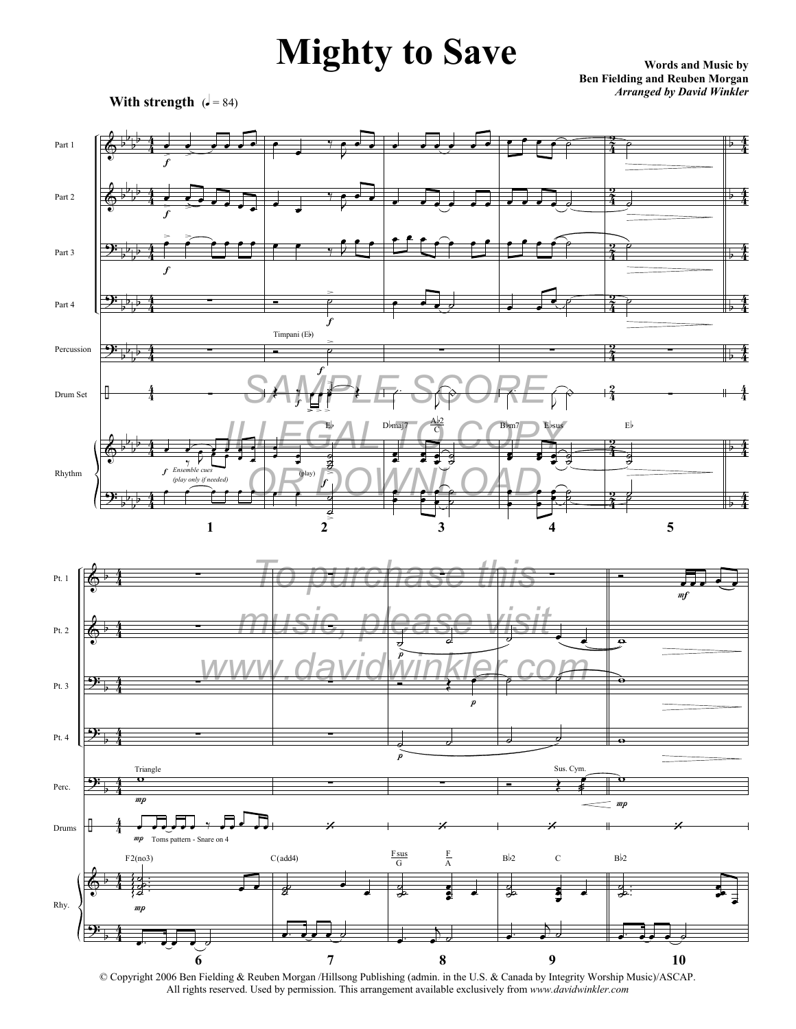# Mighty to Save

Words and Music by
Ben Fielding and Reuben Morgan
*Arranged by David Winkler*

**With strength** (♩ = 84)

© Copyright 2006 Ben Fielding & Reuben Morgan /Hillsong Publishing (admin. in the U.S. & Canada by Integrity Worship Music)/ASCAP.
All rights reserved. Used by permission. This arrangement available exclusively from *www.davidwinkler.com*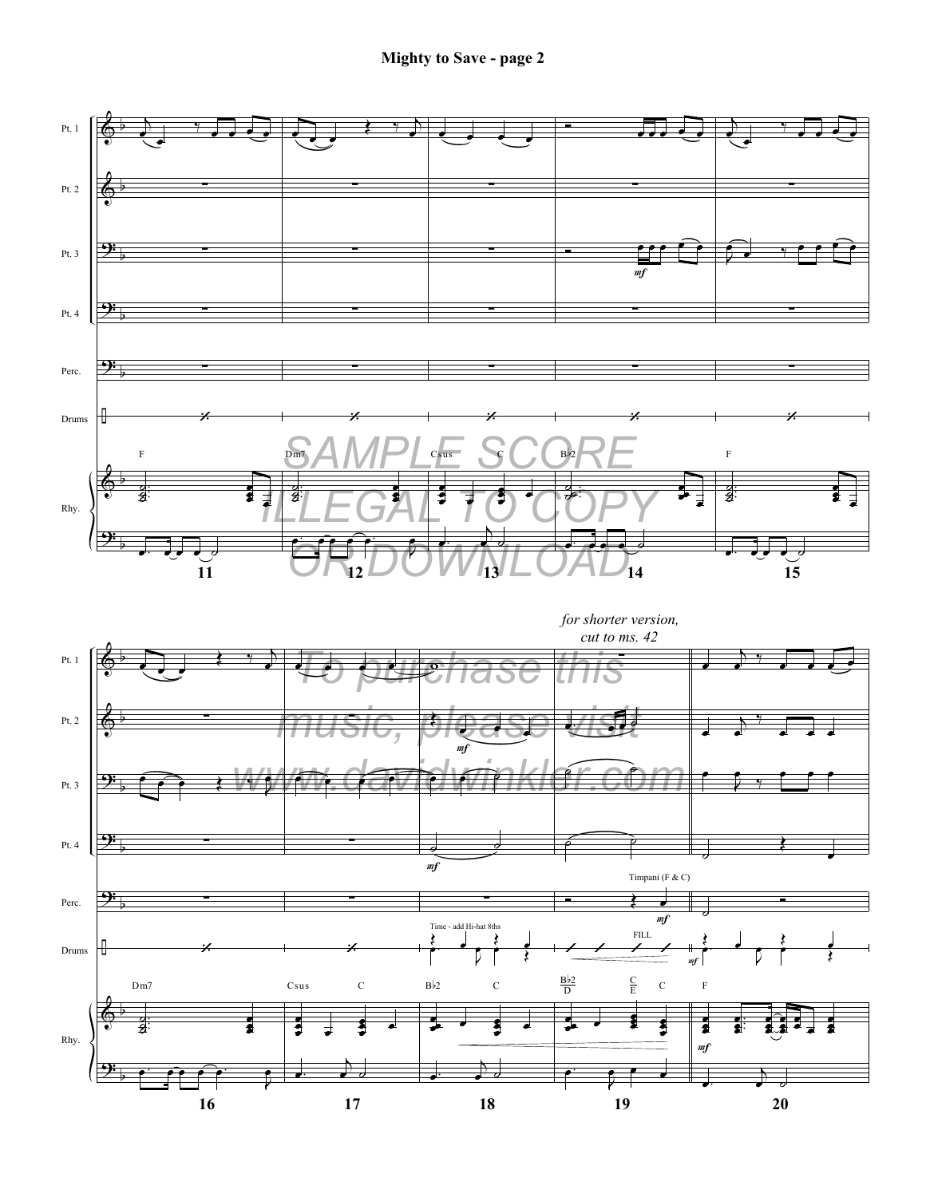SAMPLE SCORE ILLEGAL TO COPY OR DOWNLOAD

*for shorter version, cut to ms. 42*

To purchase this music, please visit www.davidwinkler.com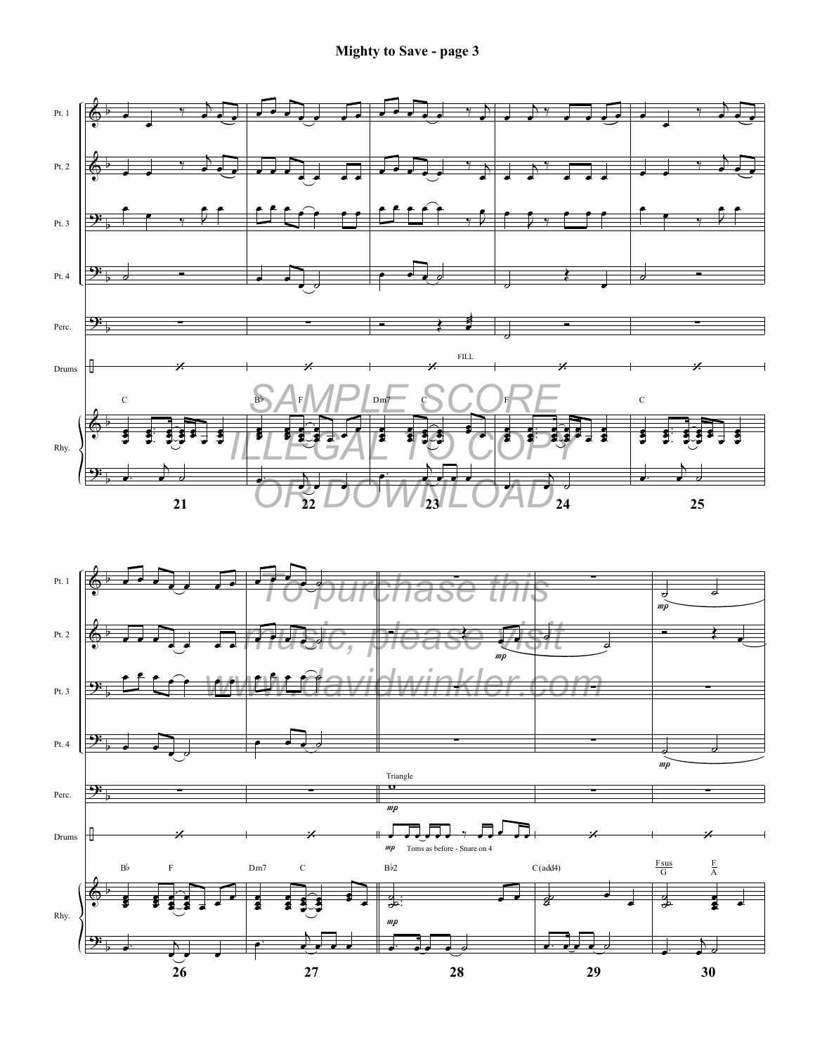SAMPLE SCORE ILLEGAL TO COPY OR DOWNLOAD

To purchase this music, please visit www.davidwinkler.com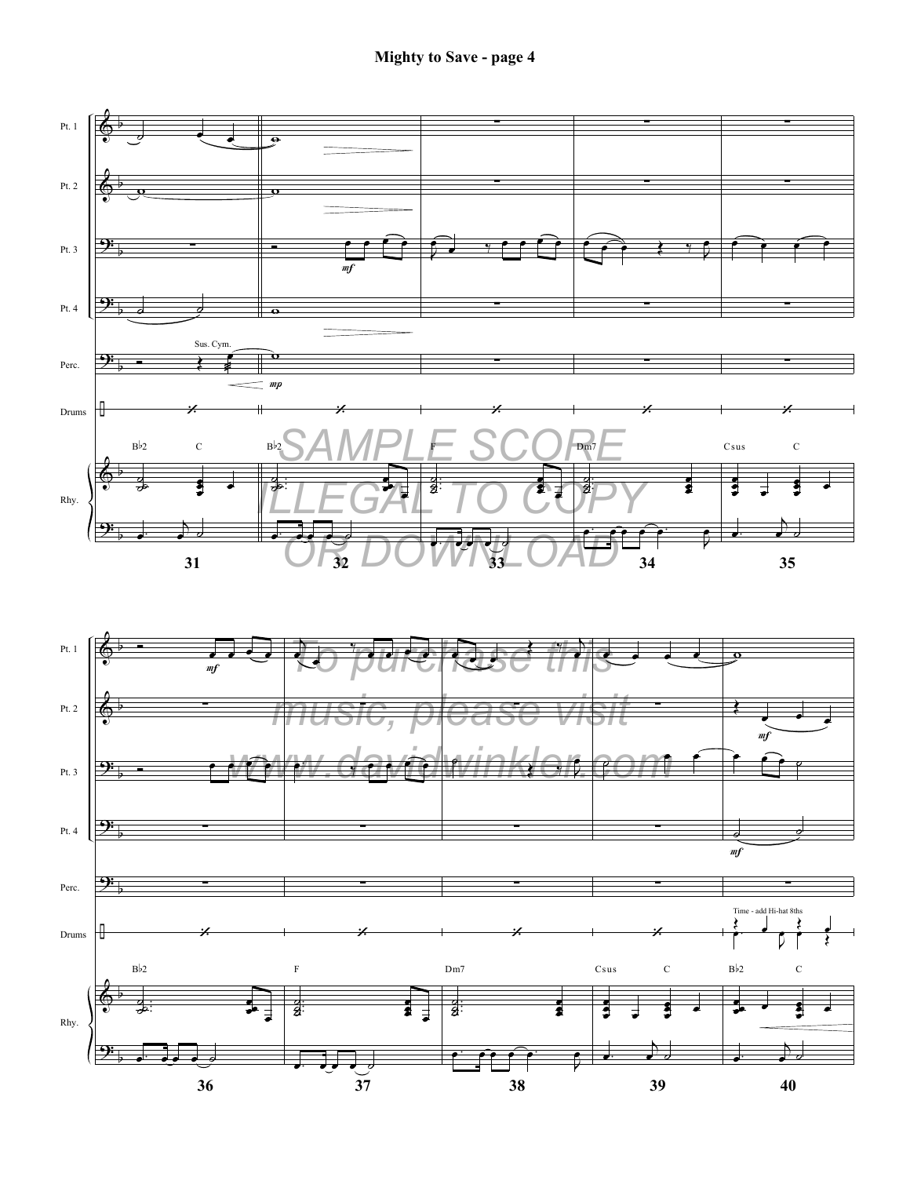# Mighty to Save - page 4

SAMPLE SCORE
ILLEGAL TO COPY
OR DOWNLOAD

To purchase this
music, please visit
www.davidwinkler.com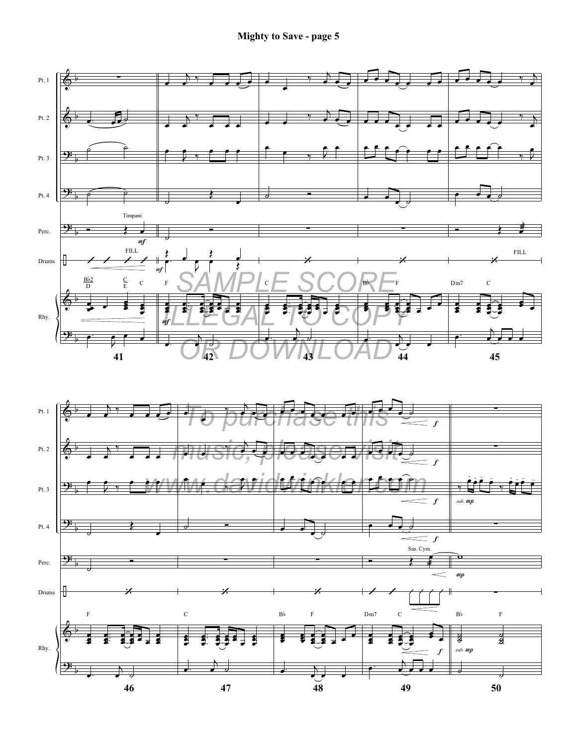## Mighty to Save - page 5

SAMPLE SCORE ILLEGAL TO COPY OR DOWNLOAD

To purchase this music, please visit www.davidwinkler.com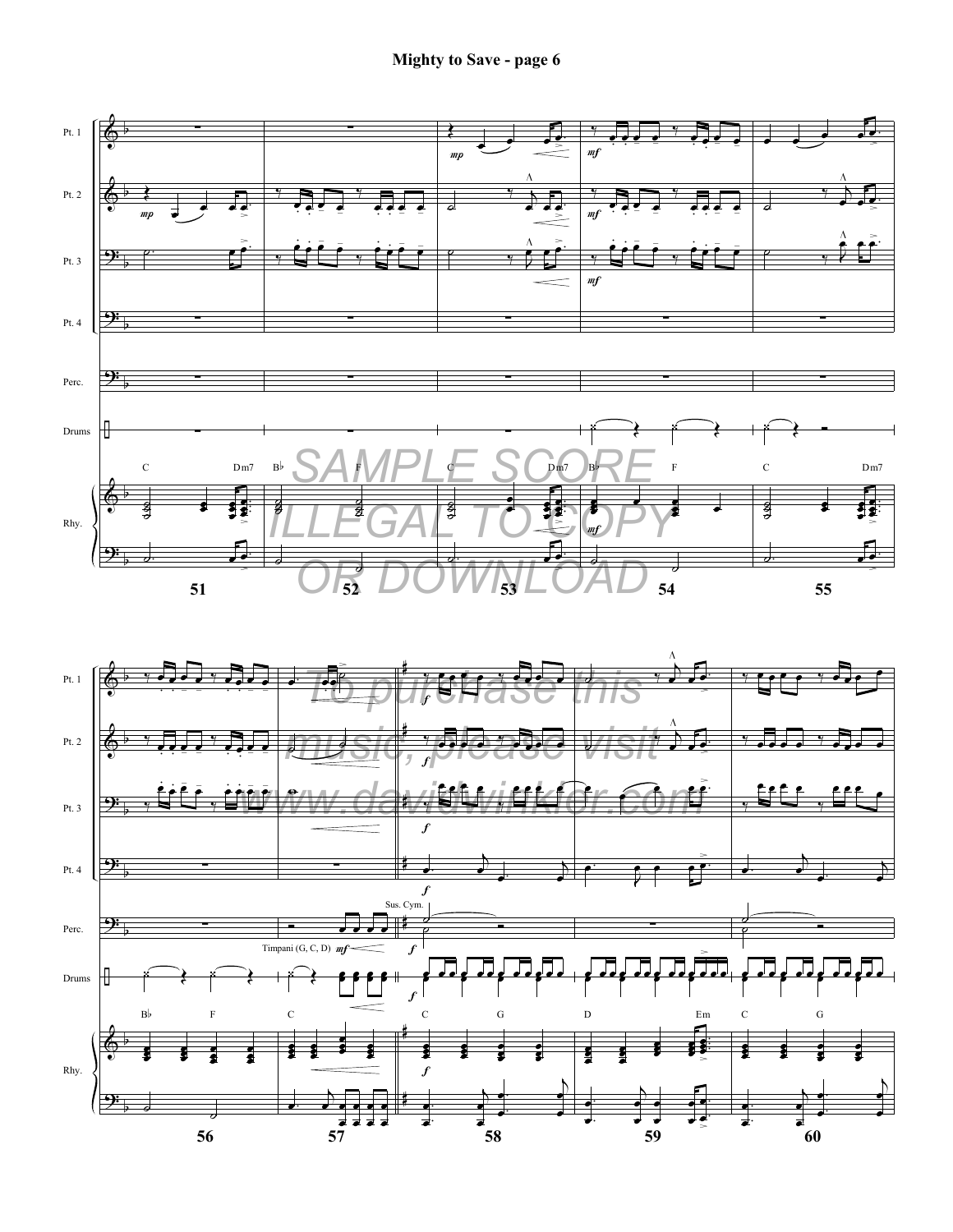# Mighty to Save - page 6

SAMPLE SCORE
ILLEGAL TO COPY
OR DOWNLOAD

To purchase this
music, please visit
www.davidwinkler.com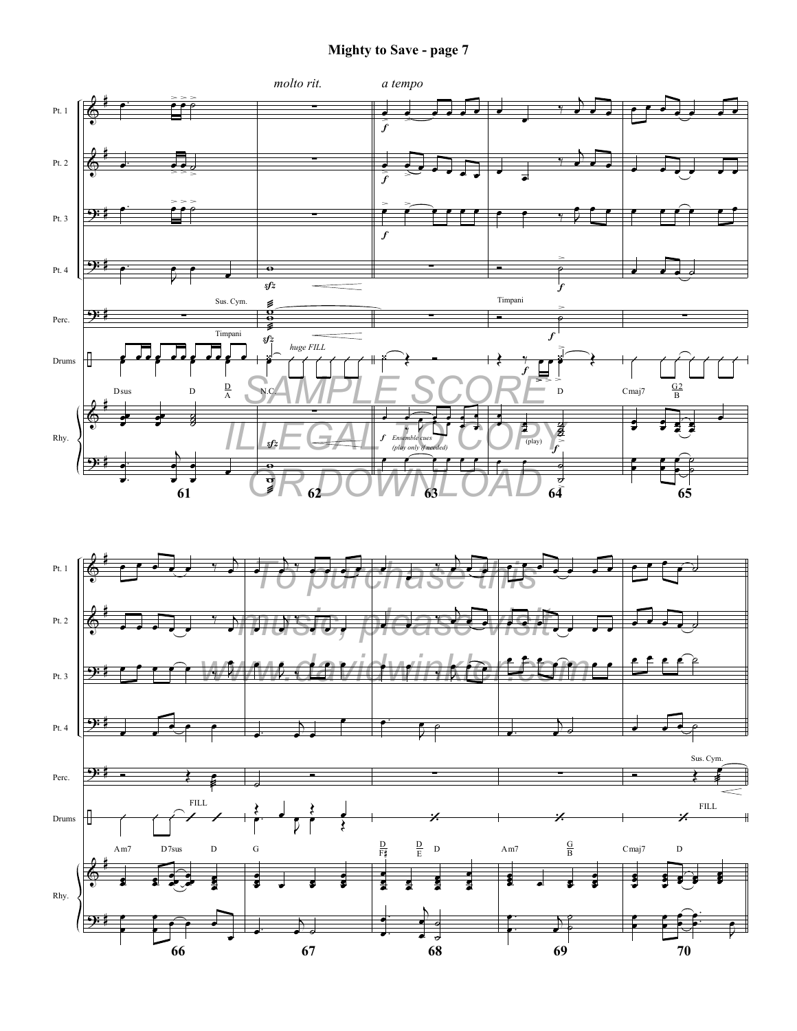# Mighty to Save - page 7

SAMPLE SCORE
ILLEGAL TO COPY
OR DOWNLOAD

To purchase this music, please visit www.davidwinkler.com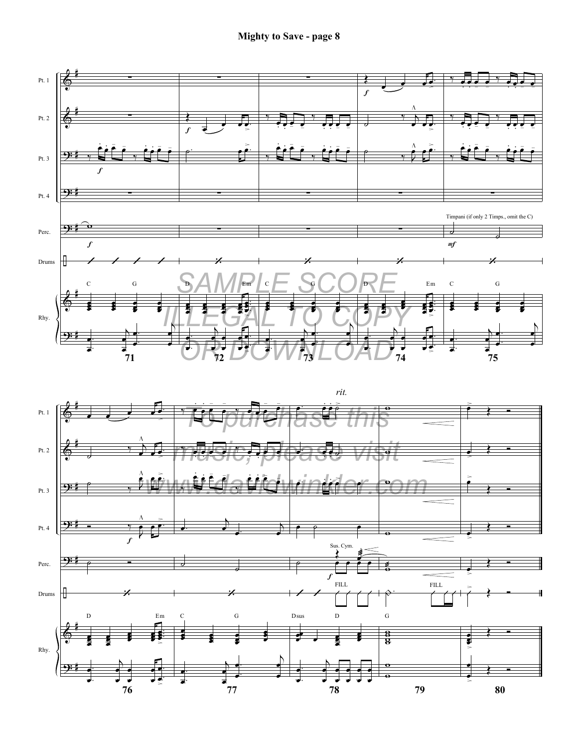# Mighty to Save - page 8

SAMPLE SCORE
ILLEGAL TO COPY
OR DOWNLOAD

To purchase this music, please visit www.davidwinkler.com